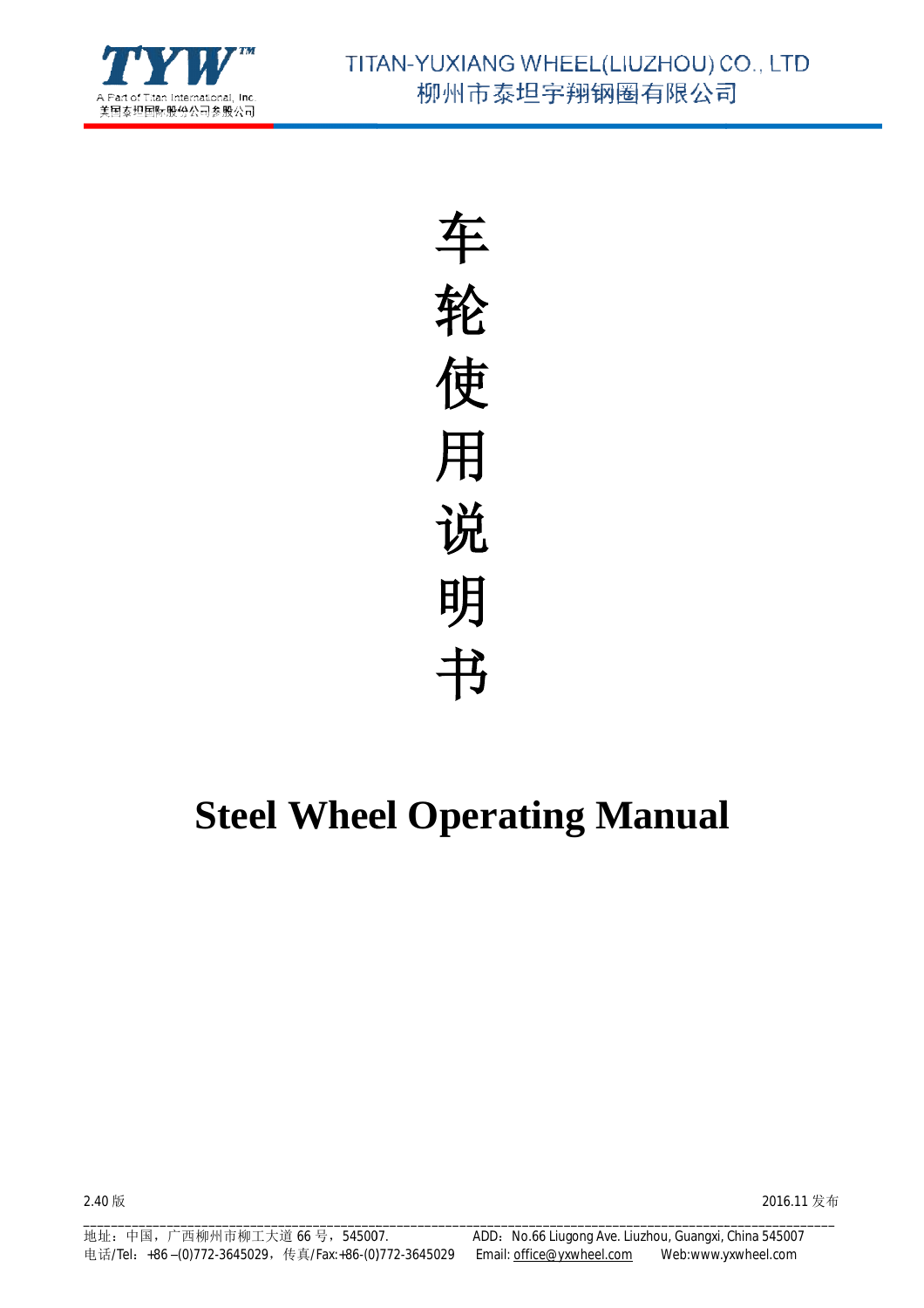TYW™

A Part of Titan International, Inc
美国泰坦国际股份公司参股公司

TITAN-YUXIANG WHEEL(LIUZHOU) CO., LTD
柳州市泰坦宇翔钢圈有限公司

# 车轮使用说明书

# Steel Wheel Operating Manual

2.40 版

2016.11 发布

地址：中国，广西柳州市柳工大道 66 号，545007.　　ADD：No.66 Liugong Ave. Liuzhou, Guangxi, China 545007

电话/Tel：+86 –(0)772-3645029，传真/Fax:+86-(0)772-3645029　　Email: office@yxwheel.com　　Web:www.yxwheel.com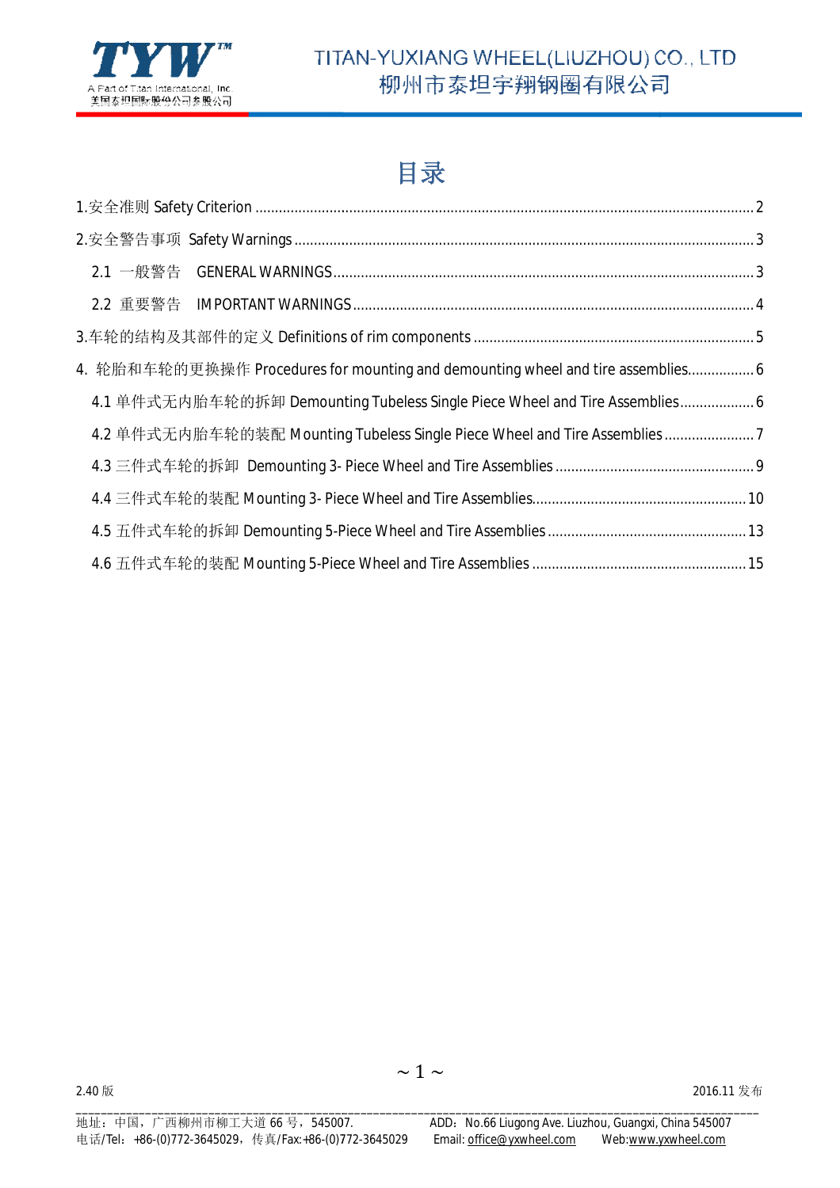# 目录

1.安全准则 Safety Criterion ..... 2

2.安全警告事项 Safety Warnings ..... 3

- 2.1 一般警告 GENERAL WARNINGS ..... 3
- 2.2 重要警告 IMPORTANT WARNINGS ..... 4

3.车轮的结构及其部件的定义 Definitions of rim components ..... 5

4. 轮胎和车轮的更换操作 Procedures for mounting and demounting wheel and tire assemblies ..... 6

- 4.1 单件式无内胎车轮的拆卸 Demounting Tubeless Single Piece Wheel and Tire Assemblies ..... 6
- 4.2 单件式无内胎车轮的装配 Mounting Tubeless Single Piece Wheel and Tire Assemblies ..... 7
- 4.3 三件式车轮的拆卸 Demounting 3- Piece Wheel and Tire Assemblies ..... 9
- 4.4 三件式车轮的装配 Mounting 3- Piece Wheel and Tire Assemblies ..... 10
- 4.5 五件式车轮的拆卸 Demounting 5-Piece Wheel and Tire Assemblies ..... 13
- 4.6 五件式车轮的装配 Mounting 5-Piece Wheel and Tire Assemblies ..... 15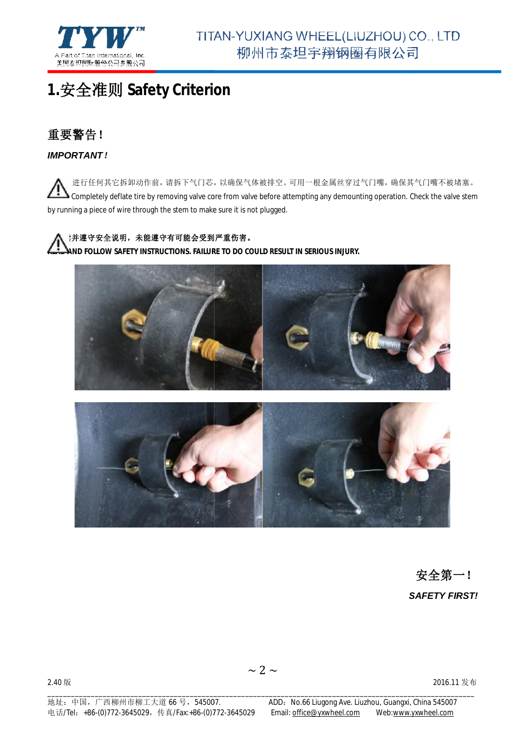# 1.安全准则 Safety Criterion

## 重要警告！

***IMPORTANT !***

⚠ 进行任何其它拆卸动作前，请拆下气门芯，以确保气体被排空。可用一根金属丝穿过气门嘴，确保其气门嘴不被堵塞。Completely deflate tire by removing valve core from valve before attempting any demounting operation. Check the valve stem by running a piece of wire through the stem to make sure it is not plugged.

⚠ **阅读并遵守安全说明，未能遵守有可能会受到严重伤害。**
**READ AND FOLLOW SAFETY INSTRUCTIONS. FAILURE TO DO COULD RESULT IN SERIOUS INJURY.**

安全第一！

***SAFETY FIRST!***

2.40 版　　2016.11 发布

地址：中国，广西柳州市柳工大道 66 号，545007.　ADD：No.66 Liugong Ave. Liuzhou, Guangxi, China 545007
电话/Tel：+86-(0)772-3645029，传真/Fax:+86-(0)772-3645029　Email: office@yxwheel.com　Web:www.yxwheel.com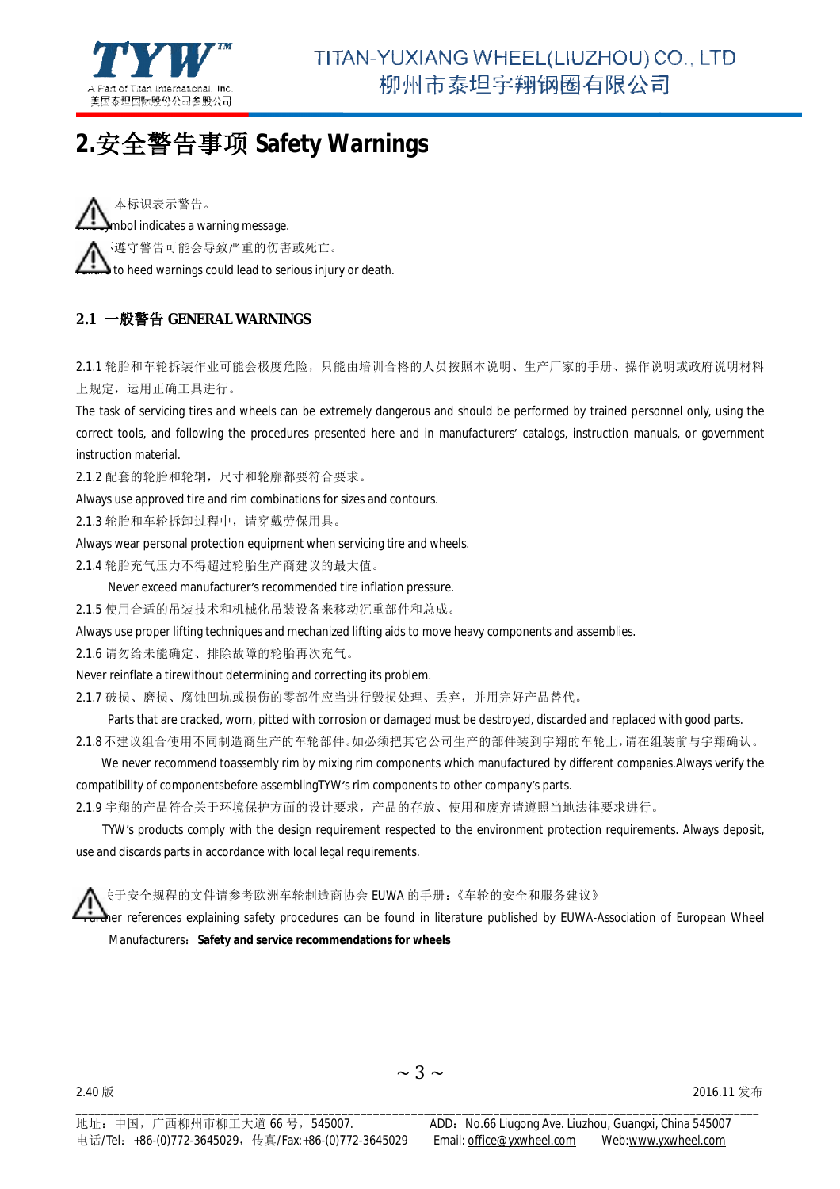# 2.安全警告事项 Safety Warnings

⚠ 本标识表示警告。
This symbol indicates a warning message.

⚠ 不遵守警告可能会导致严重的伤害或死亡。
Failure to heed warnings could lead to serious injury or death.

## 2.1 一般警告 GENERAL WARNINGS

2.1.1 轮胎和车轮拆装作业可能会极度危险，只能由培训合格的人员按照本说明、生产厂家的手册、操作说明或政府说明材料上规定，运用正确工具进行。

The task of servicing tires and wheels can be extremely dangerous and should be performed by trained personnel only, using the correct tools, and following the procedures presented here and in manufacturers' catalogs, instruction manuals, or government instruction material.

2.1.2 配套的轮胎和轮辋，尺寸和轮廓都要符合要求。

Always use approved tire and rim combinations for sizes and contours.

2.1.3 轮胎和车轮拆卸过程中，请穿戴劳保用具。

Always wear personal protection equipment when servicing tire and wheels.

2.1.4 轮胎充气压力不得超过轮胎生产商建议的最大值。

Never exceed manufacturer's recommended tire inflation pressure.

2.1.5 使用合适的吊装技术和机械化吊装设备来移动沉重部件和总成。

Always use proper lifting techniques and mechanized lifting aids to move heavy components and assemblies.

2.1.6 请勿给未能确定、排除故障的轮胎再次充气。

Never reinflate a tirewithout determining and correcting its problem.

2.1.7 破损、磨损、腐蚀凹坑或损伤的零部件应当进行毁损处理、丢弃，并用完好产品替代。

Parts that are cracked, worn, pitted with corrosion or damaged must be destroyed, discarded and replaced with good parts.

2.1.8 不建议组合使用不同制造商生产的车轮部件。如必须把其它公司生产的部件装到宇翔的车轮上，请在组装前与宇翔确认。

We never recommend toassembly rim by mixing rim components which manufactured by different companies.Always verify the compatibility of componentsbefore assemblingTYW's rim components to other company's parts.

2.1.9 宇翔的产品符合关于环境保护方面的设计要求，产品的存放、使用和废弃请遵照当地法律要求进行。

TYW's products comply with the design requirement respected to the environment protection requirements. Always deposit, use and discards parts in accordance with local legal requirements.

⚠ 关于安全规程的文件请参考欧洲车轮制造商协会 EUWA 的手册：《车轮的安全和服务建议》
Further references explaining safety procedures can be found in literature published by EUWA-Association of European Wheel Manufacturers: **Safety and service recommendations for wheels**

2.40 版　　2016.11 发布

地址：中国，广西柳州市柳工大道 66 号，545007.　　ADD：No.66 Liugong Ave. Liuzhou, Guangxi, China 545007
电话/Tel：+86-(0)772-3645029，传真/Fax:+86-(0)772-3645029　　Email: office@yxwheel.com　　Web:www.yxwheel.com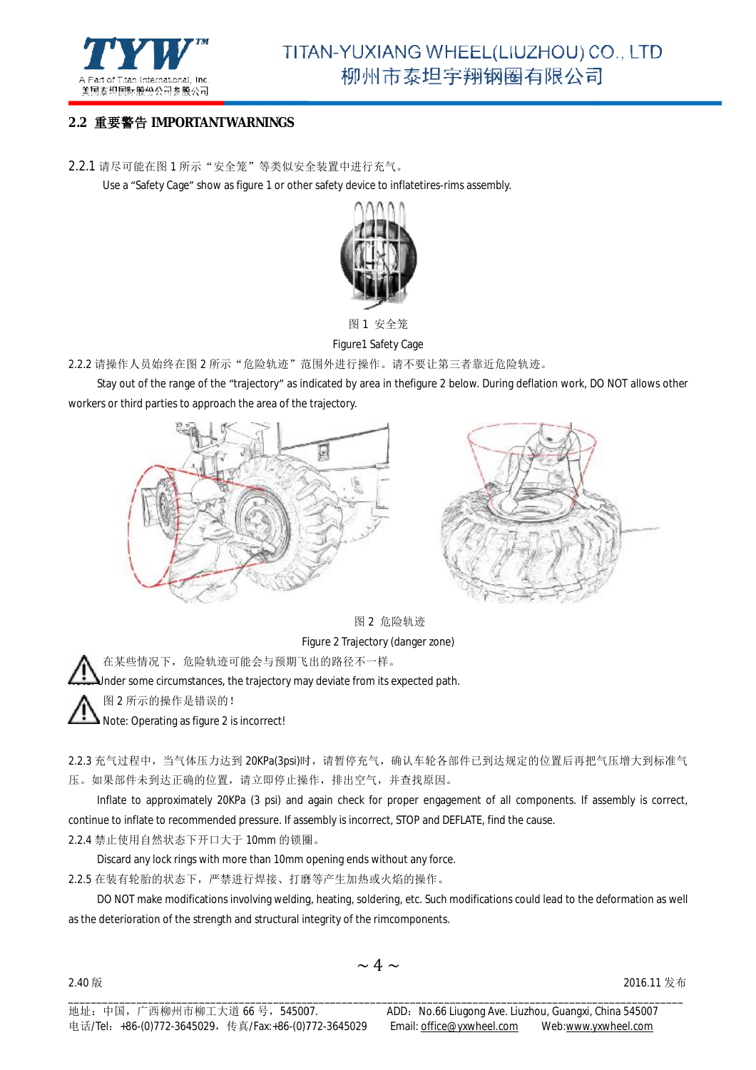## 2.2 重要警告 IMPORTANTWARNINGS

2.2.1 请尽可能在图 1 所示"安全笼"等类似安全装置中进行充气。

Use a "Safety Cage" show as figure 1 or other safety device to inflatetires-rims assembly.

图 1 安全笼

Figure1 Safety Cage

2.2.2 请操作人员始终在图 2 所示"危险轨迹"范围外进行操作。请不要让第三者靠近危险轨迹。

Stay out of the range of the "trajectory" as indicated by area in thefigure 2 below. During deflation work, DO NOT allows other workers or third parties to approach the area of the trajectory.

图 2 危险轨迹

Figure 2 Trajectory (danger zone)

⚠ 在某些情况下，危险轨迹可能会与预期飞出的路径不一样。

Under some circumstances, the trajectory may deviate from its expected path.

⚠ 图 2 所示的操作是错误的！

Note: Operating as figure 2 is incorrect!

2.2.3 充气过程中，当气体压力达到 20KPa(3psi)时，请暂停充气，确认车轮各部件已到达规定的位置后再把气压增大到标准气压。如果部件未到达正确的位置，请立即停止操作，排出空气，并查找原因。

Inflate to approximately 20KPa (3 psi) and again check for proper engagement of all components. If assembly is correct, continue to inflate to recommended pressure. If assembly is incorrect, STOP and DEFLATE, find the cause.

2.2.4 禁止使用自然状态下开口大于 10mm 的锁圈。

Discard any lock rings with more than 10mm opening ends without any force.

2.2.5 在装有轮胎的状态下，严禁进行焊接、打磨等产生加热或火焰的操作。

DO NOT make modifications involving welding, heating, soldering, etc. Such modifications could lead to the deformation as well as the deterioration of the strength and structural integrity of the rimcomponents.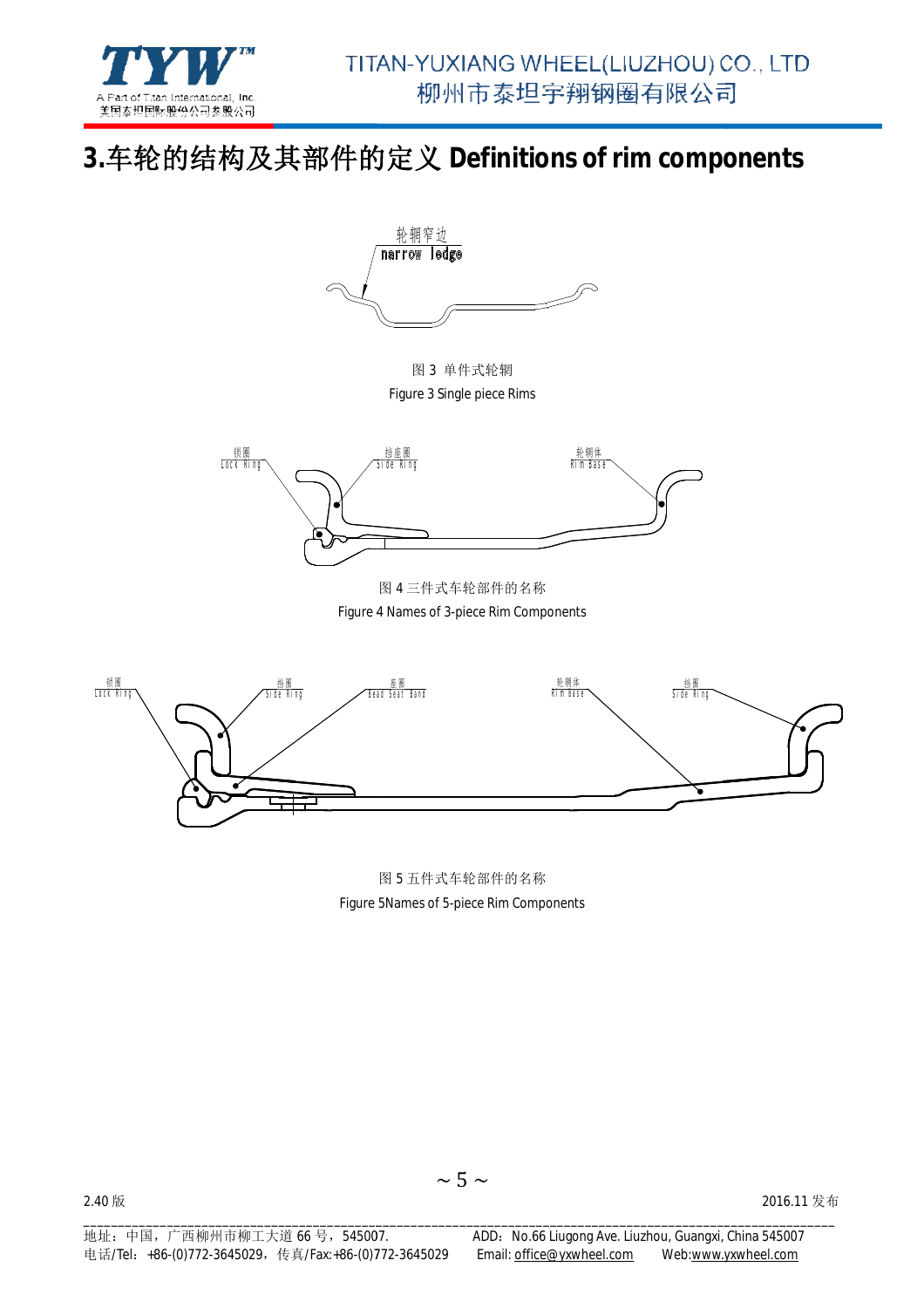# 3.车轮的结构及其部件的定义 Definitions of rim components

轮辋窄边
narrow ledge

图 3 单件式轮辋
Figure 3 Single piece Rims

锁圈
Lock Ring

挡座圈
Side Ring

轮辋体
Rim Base

图 4 三件式车轮部件的名称
Figure 4 Names of 3-piece Rim Components

锁圈
Lock Ring

挡圈
Side Ring

座圈
Bead Seat Band

轮辋体
Rim Base

挡圈
Side Ring

图 5 五件式车轮部件的名称
Figure 5Names of 5-piece Rim Components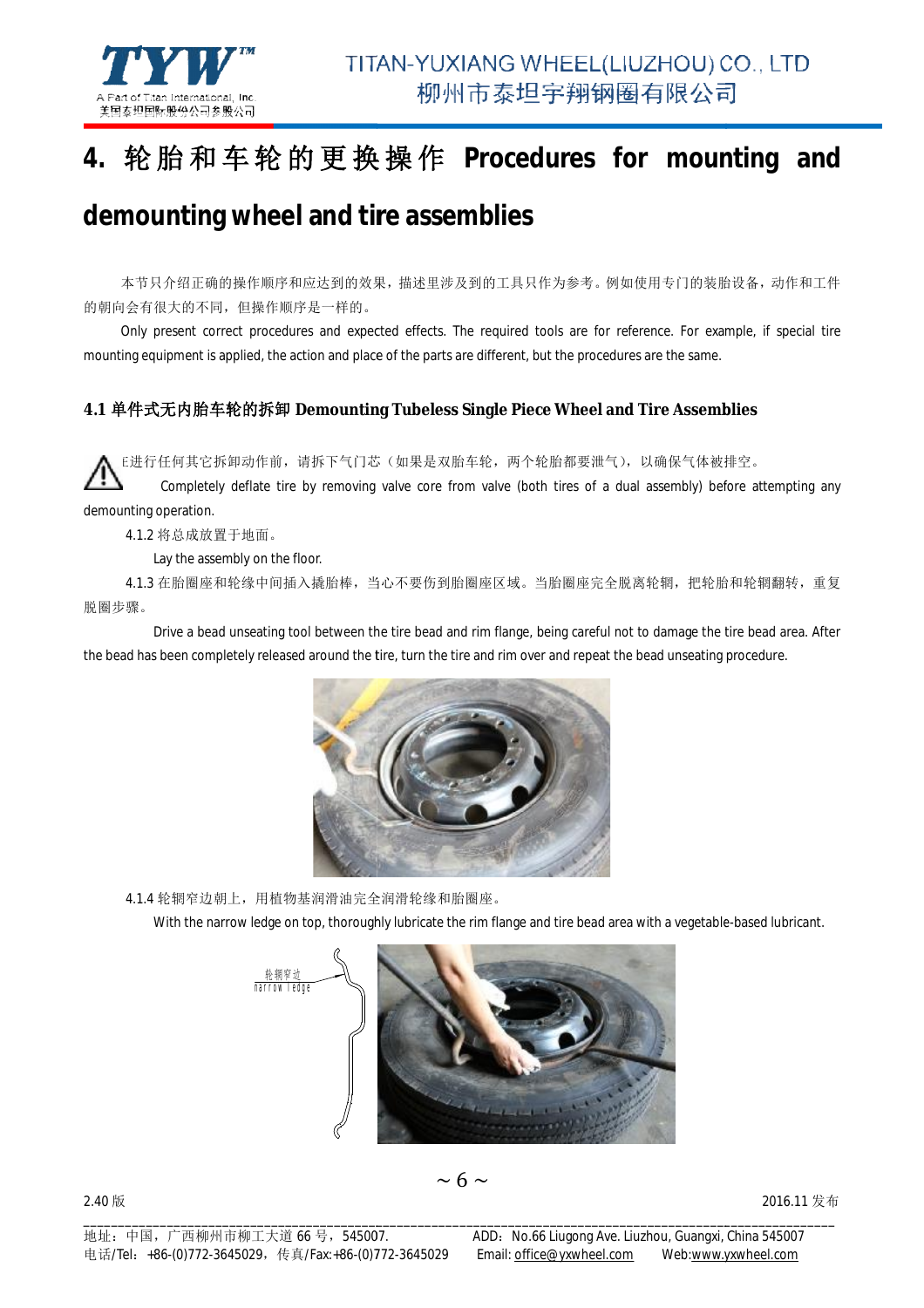# 4. 轮胎和车轮的更换操作 Procedures for mounting and demounting wheel and tire assemblies

本节只介绍正确的操作顺序和应达到的效果，描述里涉及到的工具只作为参考。例如使用专门的装胎设备，动作和工件的朝向会有很大的不同，但操作顺序是一样的。

Only present correct procedures and expected effects. The required tools are for reference. For example, if special tire mounting equipment is applied, the action and place of the parts are different, but the procedures are the same.

## 4.1 单件式无内胎车轮的拆卸 Demounting Tubeless Single Piece Wheel and Tire Assemblies

⚠ E进行任何其它拆卸动作前，请拆下气门芯（如果是双胎车轮，两个轮胎都要泄气），以确保气体被排空。

Completely deflate tire by removing valve core from valve (both tires of a dual assembly) before attempting any demounting operation.

4.1.2 将总成放置于地面。

Lay the assembly on the floor.

4.1.3 在胎圈座和轮缘中间插入撬胎棒，当心不要伤到胎圈座区域。当胎圈座完全脱离轮辋，把轮胎和轮辋翻转，重复脱圈步骤。

Drive a bead unseating tool between the tire bead and rim flange, being careful not to damage the tire bead area. After the bead has been completely released around the tire, turn the tire and rim over and repeat the bead unseating procedure.

4.1.4 轮辋窄边朝上，用植物基润滑油完全润滑轮缘和胎圈座。

With the narrow ledge on top, thoroughly lubricate the rim flange and tire bead area with a vegetable-based lubricant.

轮辋窄边
narrow ledge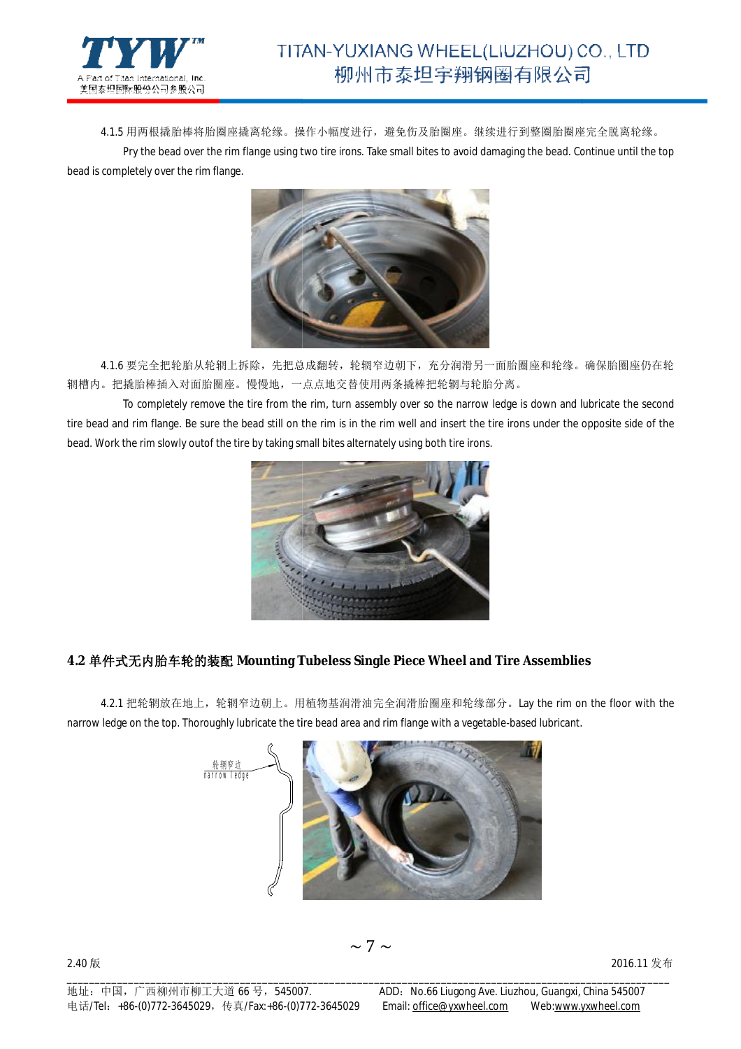4.1.5 用两根撬胎棒将胎圈座撬离轮缘。操作小幅度进行，避免伤及胎圈座。继续进行到整圈胎圈座完全脱离轮缘。

Pry the bead over the rim flange using two tire irons. Take small bites to avoid damaging the bead. Continue until the top bead is completely over the rim flange.

4.1.6 要完全把轮胎从轮辋上拆除，先把总成翻转，轮辋窄边朝下，充分润滑另一面胎圈座和轮缘。确保胎圈座仍在轮辋槽内。把撬胎棒插入对面胎圈座。慢慢地，一点点地交替使用两条撬棒把轮辋与轮胎分离。

To completely remove the tire from the rim, turn assembly over so the narrow ledge is down and lubricate the second tire bead and rim flange. Be sure the bead still on the rim is in the rim well and insert the tire irons under the opposite side of the bead. Work the rim slowly outof the tire by taking small bites alternately using both tire irons.

## 4.2 单件式无内胎车轮的装配 Mounting Tubeless Single Piece Wheel and Tire Assemblies

4.2.1 把轮辋放在地上，轮辋窄边朝上。用植物基润滑油完全润滑胎圈座和轮缘部分。Lay the rim on the floor with the narrow ledge on the top. Thoroughly lubricate the tire bead area and rim flange with a vegetable-based lubricant.

轮辋窄边
narrow ledge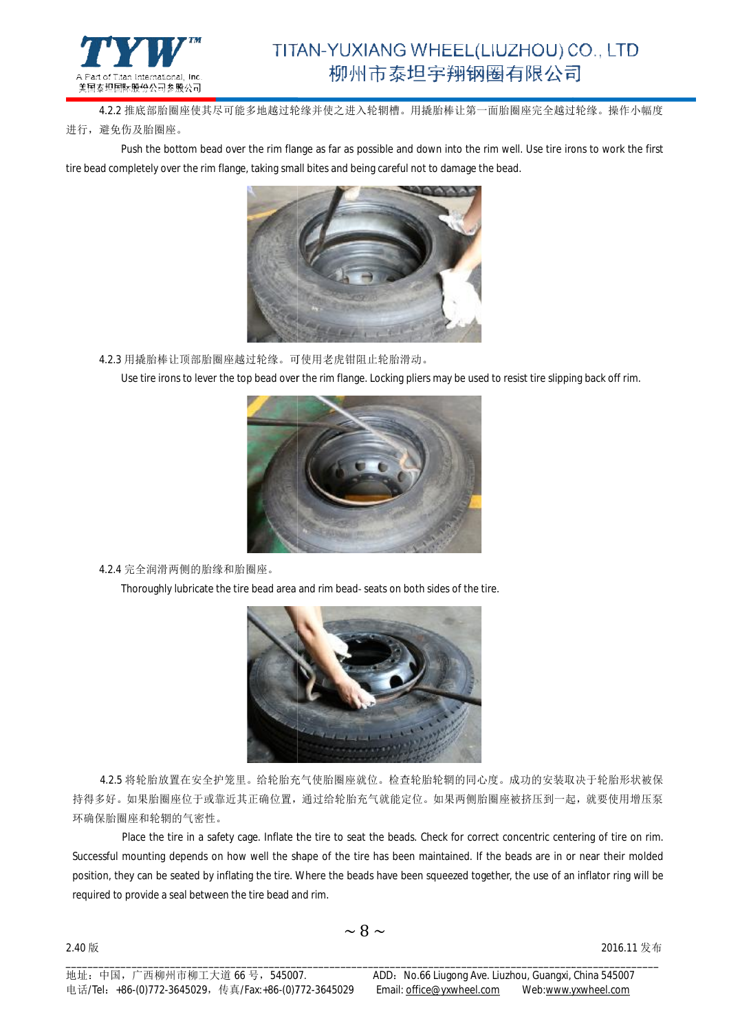4.2.2 推底部胎圈座使其尽可能多地越过轮缘并使之进入轮辋槽。用撬胎棒让第一面胎圈座完全越过轮缘。操作小幅度进行，避免伤及胎圈座。

Push the bottom bead over the rim flange as far as possible and down into the rim well. Use tire irons to work the first tire bead completely over the rim flange, taking small bites and being careful not to damage the bead.

4.2.3 用撬胎棒让顶部胎圈座越过轮缘。可使用老虎钳阻止轮胎滑动。

Use tire irons to lever the top bead over the rim flange. Locking pliers may be used to resist tire slipping back off rim.

4.2.4 完全润滑两侧的胎缘和胎圈座。

Thoroughly lubricate the tire bead area and rim bead- seats on both sides of the tire.

4.2.5 将轮胎放置在安全护笼里。给轮胎充气使胎圈座就位。检查轮胎轮辋的同心度。成功的安装取决于轮胎形状被保持得多好。如果胎圈座位于或靠近其正确位置，通过给轮胎充气就能定位。如果两侧胎圈座被挤压到一起，就要使用增压泵环确保胎圈座和轮辋的气密性。

Place the tire in a safety cage. Inflate the tire to seat the beads. Check for correct concentric centering of tire on rim. Successful mounting depends on how well the shape of the tire has been maintained. If the beads are in or near their molded position, they can be seated by inflating the tire. Where the beads have been squeezed together, the use of an inflator ring will be required to provide a seal between the tire bead and rim.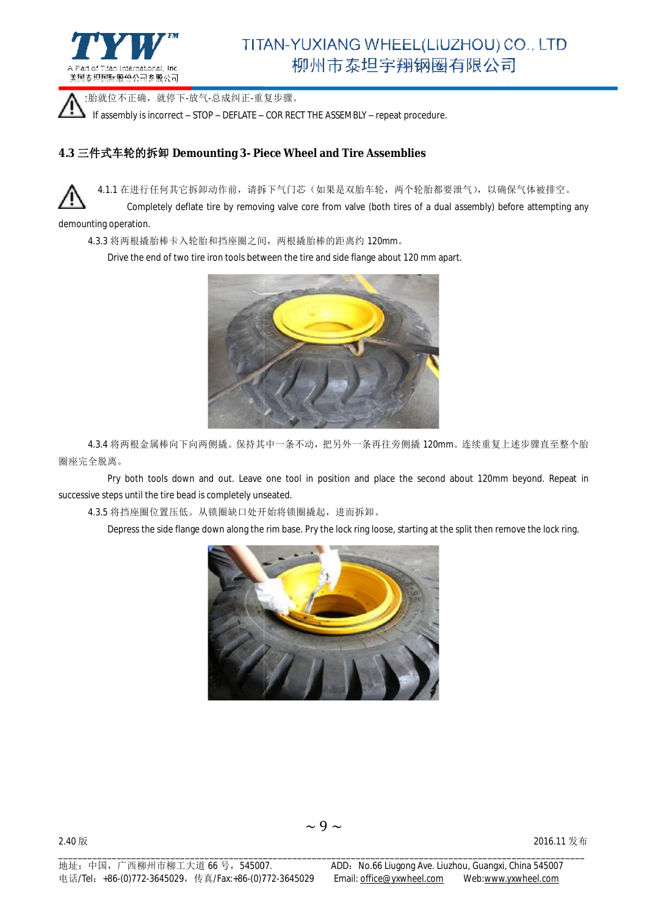⚠ :胎就位不正确，就停下-放气-总成纠正-重复步骤。

If assembly is incorrect – STOP – DEFLATE – COR RECT THE ASSEM BLY – repeat procedure.

### 4.3 三件式车轮的拆卸 Demounting 3- Piece Wheel and Tire Assemblies

⚠ 4.1.1 在进行任何其它拆卸动作前，请拆下气门芯（如果是双胎车轮，两个轮胎都要泄气），以确保气体被排空。

Completely deflate tire by removing valve core from valve (both tires of a dual assembly) before attempting any demounting operation.

4.3.3 将两根撬胎棒卡入轮胎和挡座圈之间，两根撬胎棒的距离约 120mm。

Drive the end of two tire iron tools between the tire and side flange about 120 mm apart.

4.3.4 将两根金属棒向下向两侧撬。保持其中一条不动，把另外一条再往旁侧撬 120mm。连续重复上述步骤直至整个胎圈座完全脱离。

Pry both tools down and out. Leave one tool in position and place the second about 120mm beyond. Repeat in successive steps until the tire bead is completely unseated.

4.3.5 将挡座圈位置压低。从锁圈缺口处开始将锁圈撬起，进而拆卸。

Depress the side flange down along the rim base. Pry the lock ring loose, starting at the split then remove the lock ring.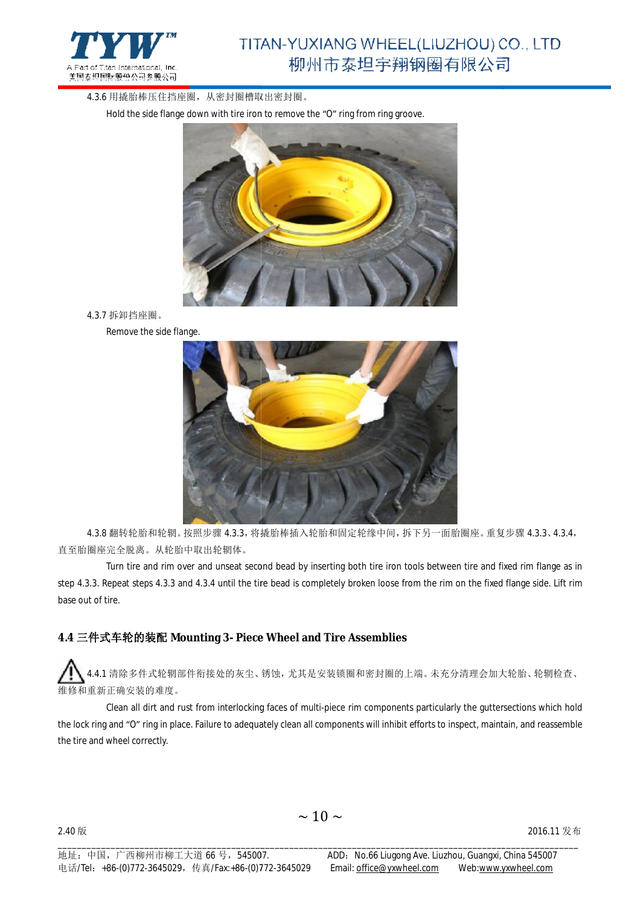4.3.6 用撬胎棒压住挡座圈，从密封圈槽取出密封圈。

Hold the side flange down with tire iron to remove the “O” ring from ring groove.

4.3.7 拆卸挡座圈。

Remove the side flange.

4.3.8 翻转轮胎和轮辋。按照步骤 4.3.3，将撬胎棒插入轮胎和固定轮缘中间，拆下另一面胎圈座。重复步骤 4.3.3、4.3.4，直至胎圈座完全脱离。从轮胎中取出轮辋体。

Turn tire and rim over and unseat second bead by inserting both tire iron tools between tire and fixed rim flange as in step 4.3.3. Repeat steps 4.3.3 and 4.3.4 until the tire bead is completely broken loose from the rim on the fixed flange side. Lift rim base out of tire.

### 4.4 三件式车轮的装配 Mounting 3- Piece Wheel and Tire Assemblies

⚠ 4.4.1 清除多件式轮辋部件衔接处的灰尘、锈蚀，尤其是安装锁圈和密封圈的上端。未充分清理会加大轮胎、轮辋检查、维修和重新正确安装的难度。

Clean all dirt and rust from interlocking faces of multi-piece rim components particularly the guttersections which hold the lock ring and “O” ring in place. Failure to adequately clean all components will inhibit efforts to inspect, maintain, and reassemble the tire and wheel correctly.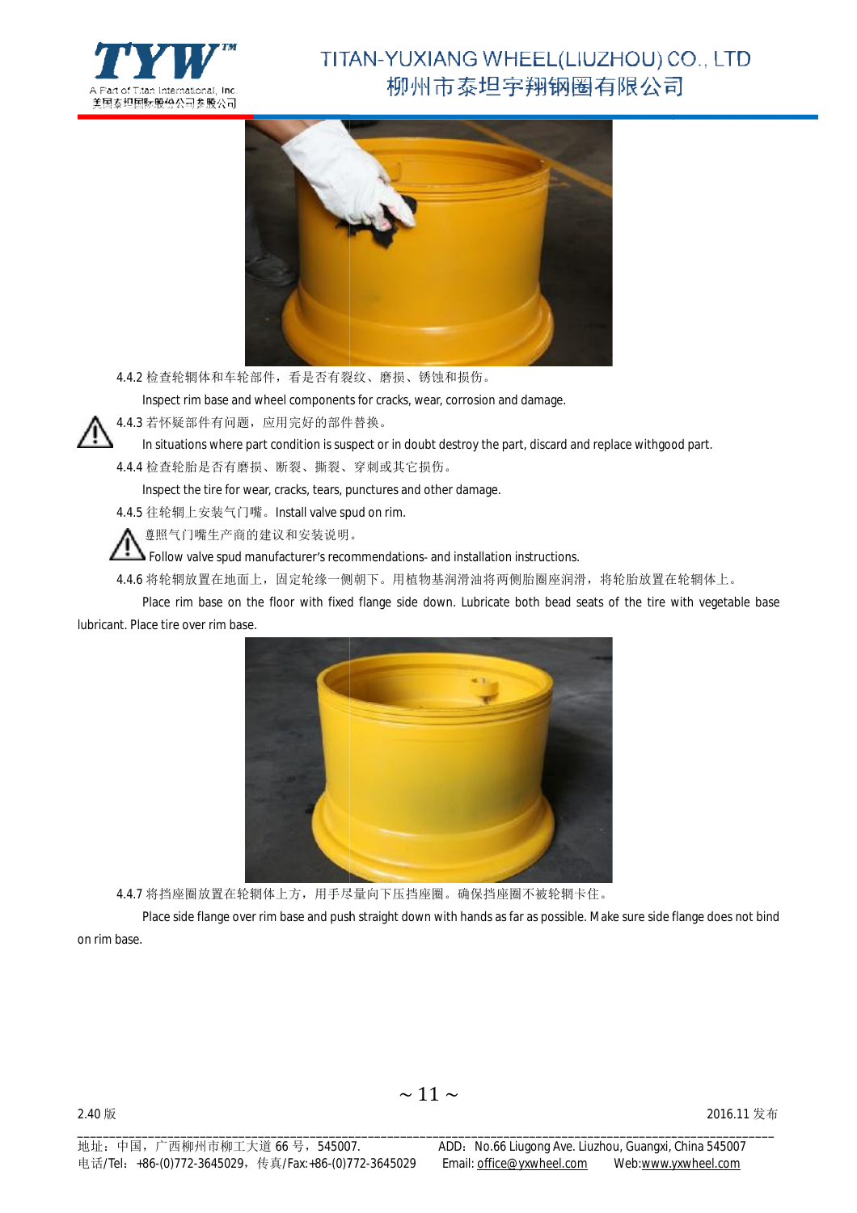4.4.2 检查轮辋体和车轮部件，看是否有裂纹、磨损、锈蚀和损伤。

Inspect rim base and wheel components for cracks, wear, corrosion and damage.

⚠ 4.4.3 若怀疑部件有问题，应用完好的部件替换。

In situations where part condition is suspect or in doubt destroy the part, discard and replace withgood part.

4.4.4 检查轮胎是否有磨损、断裂、撕裂、穿刺或其它损伤。

Inspect the tire for wear, cracks, tears, punctures and other damage.

4.4.5 往轮辋上安装气门嘴。Install valve spud on rim.

⚠ 遵照气门嘴生产商的建议和安装说明。

Follow valve spud manufacturer's recommendations- and installation instructions.

4.4.6 将轮辋放置在地面上，固定轮缘一侧朝下。用植物基润滑油将两侧胎圈座润滑，将轮胎放置在轮辋体上。

Place rim base on the floor with fixed flange side down. Lubricate both bead seats of the tire with vegetable base lubricant. Place tire over rim base.

4.4.7 将挡座圈放置在轮辋体上方，用手尽量向下压挡座圈。确保挡座圈不被轮辋卡住。

Place side flange over rim base and push straight down with hands as far as possible. Make sure side flange does not bind on rim base.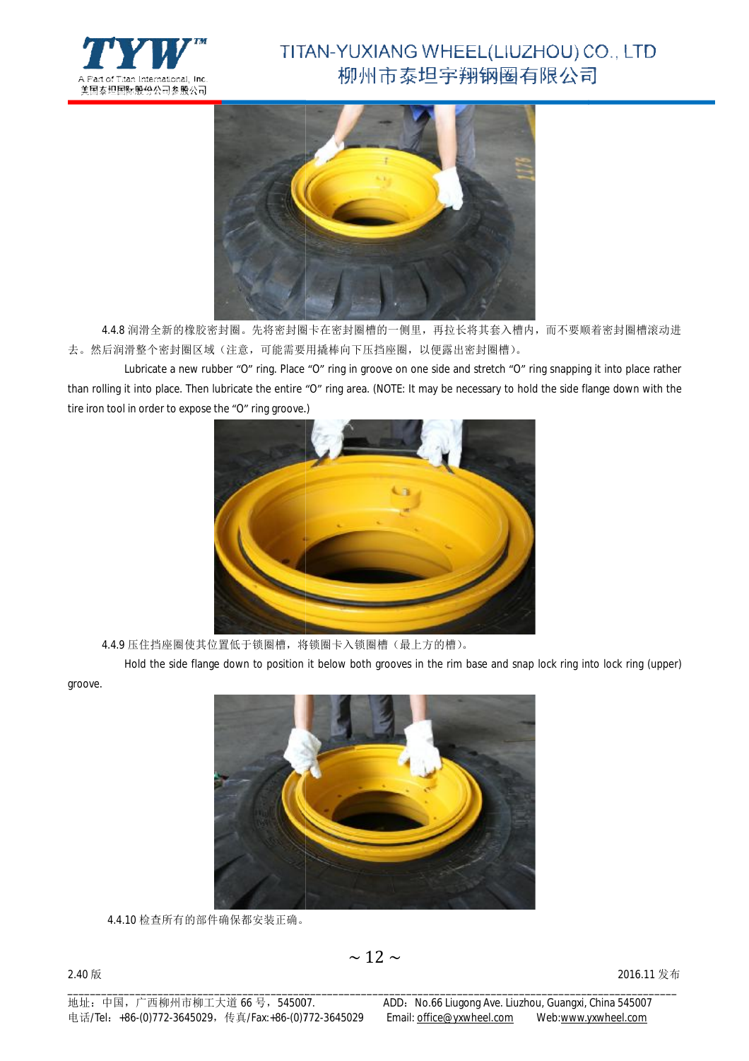4.4.8 润滑全新的橡胶密封圈。先将密封圈卡在密封圈槽的一侧里，再拉长将其套入槽内，而不要顺着密封圈槽滚动进去。然后润滑整个密封圈区域（注意，可能需要用撬棒向下压挡座圈，以便露出密封圈槽）。

Lubricate a new rubber “O” ring. Place “O” ring in groove on one side and stretch “O” ring snapping it into place rather than rolling it into place. Then lubricate the entire “O” ring area. (NOTE: It may be necessary to hold the side flange down with the tire iron tool in order to expose the “O” ring groove.)

4.4.9 压住挡座圈使其位置低于锁圈槽，将锁圈卡入锁圈槽（最上方的槽）。

Hold the side flange down to position it below both grooves in the rim base and snap lock ring into lock ring (upper) groove.

4.4.10 检查所有的部件确保都安装正确。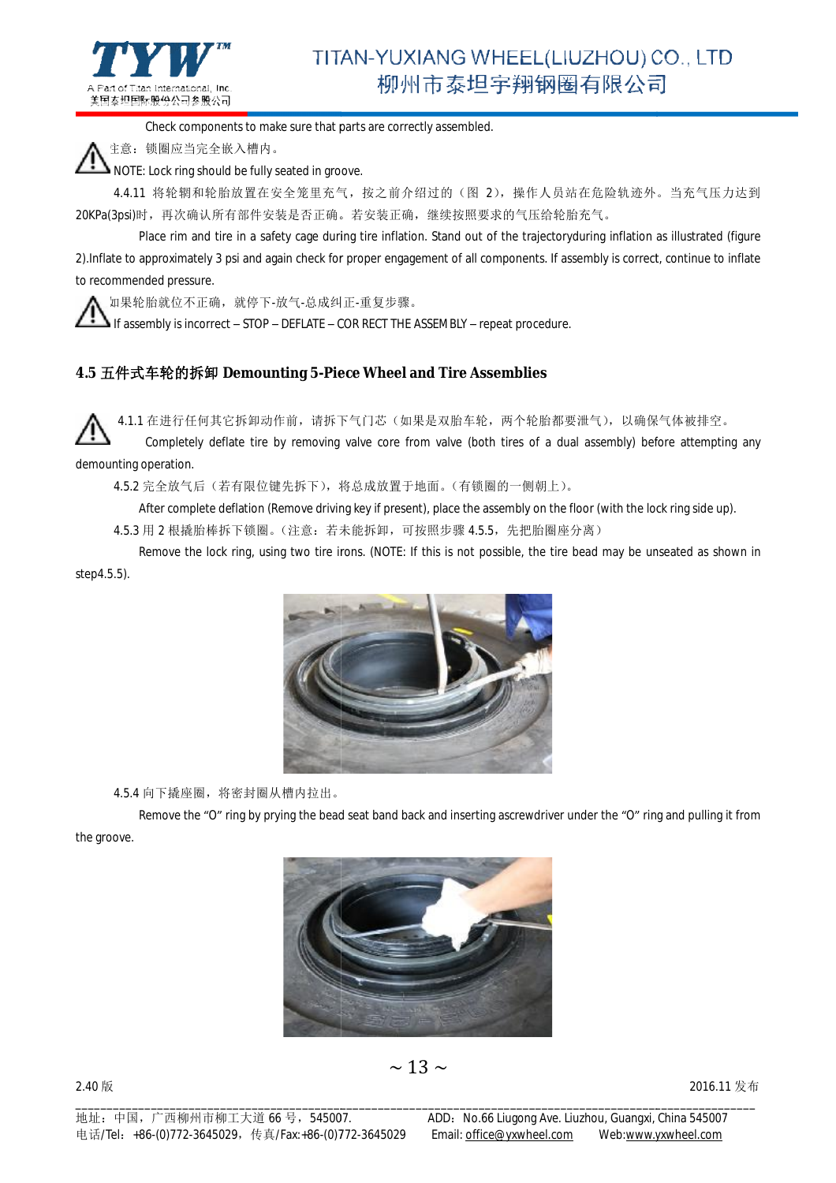Check components to make sure that parts are correctly assembled.

⚠ 注意：锁圈应当完全嵌入槽内。

NOTE: Lock ring should be fully seated in groove.

4.4.11 将轮辋和轮胎放置在安全笼里充气，按之前介绍过的（图 2），操作人员站在危险轨迹外。当充气压力达到 20KPa(3psi)时，再次确认所有部件安装是否正确。若安装正确，继续按照要求的气压给轮胎充气。

Place rim and tire in a safety cage during tire inflation. Stand out of the trajectoryduring inflation as illustrated (figure 2).Inflate to approximately 3 psi and again check for proper engagement of all components. If assembly is correct, continue to inflate to recommended pressure.

⚠ 如果轮胎就位不正确，就停下-放气-总成纠正-重复步骤。

If assembly is incorrect – STOP – DEFLATE – COR RECT THE ASSEM BLY – repeat procedure.

## 4.5 五件式车轮的拆卸 Demounting 5-Piece Wheel and Tire Assemblies

⚠ 4.1.1 在进行任何其它拆卸动作前，请拆下气门芯（如果是双胎车轮，两个轮胎都要泄气），以确保气体被排空。

Completely deflate tire by removing valve core from valve (both tires of a dual assembly) before attempting any demounting operation.

4.5.2 完全放气后（若有限位键先拆下），将总成放置于地面。（有锁圈的一侧朝上）。

After complete deflation (Remove driving key if present), place the assembly on the floor (with the lock ring side up).

4.5.3 用 2 根撬胎棒拆下锁圈。（注意：若未能拆卸，可按照步骤 4.5.5，先把胎圈座分离）

Remove the lock ring, using two tire irons. (NOTE: If this is not possible, the tire bead may be unseated as shown in step4.5.5).

4.5.4 向下撬座圈，将密封圈从槽内拉出。

Remove the “O” ring by prying the bead seat band back and inserting ascrewdriver under the “O” ring and pulling it from the groove.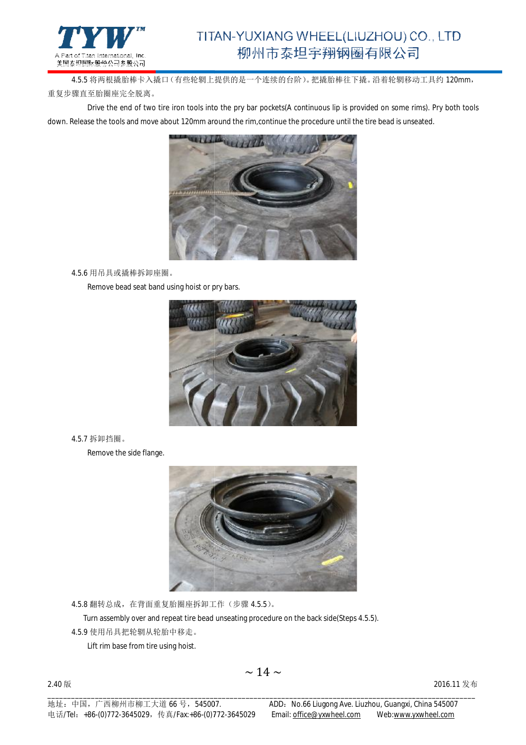4.5.5 将两根撬胎棒卡入撬口（有些轮辋上提供的是一个连续的台阶）。把撬胎棒往下撬。沿着轮辋移动工具约 120mm，重复步骤直至胎圈座完全脱离。

Drive the end of two tire iron tools into the pry bar pockets(A continuous lip is provided on some rims). Pry both tools down. Release the tools and move about 120mm around the rim,continue the procedure until the tire bead is unseated.

4.5.6 用吊具或撬棒拆卸座圈。

Remove bead seat band using hoist or pry bars.

4.5.7 拆卸挡圈。

Remove the side flange.

4.5.8 翻转总成，在背面重复胎圈座拆卸工作（步骤 4.5.5）。

Turn assembly over and repeat tire bead unseating procedure on the back side(Steps 4.5.5).

4.5.9 使用吊具把轮辋从轮胎中移走。

Lift rim base from tire using hoist.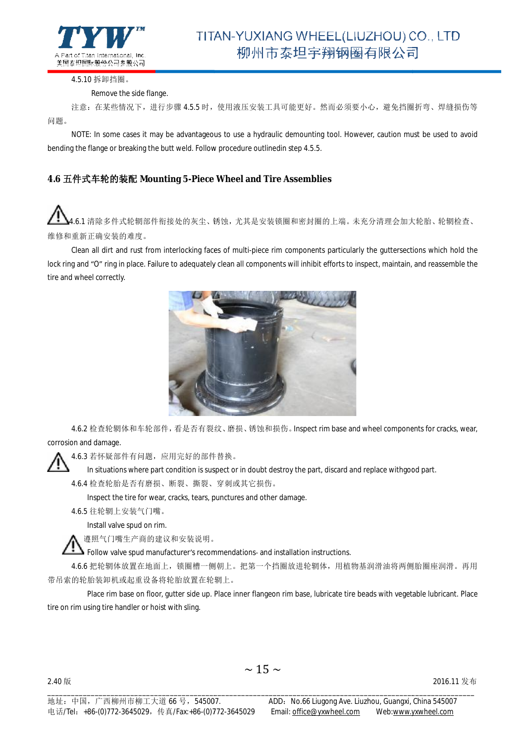4.5.10 拆卸挡圈。

Remove the side flange.

注意：在某些情况下，进行步骤 4.5.5 时，使用液压安装工具可能更好。然而必须要小心，避免挡圈折弯、焊缝损伤等问题。

NOTE: In some cases it may be advantageous to use a hydraulic demounting tool. However, caution must be used to avoid bending the flange or breaking the butt weld. Follow procedure outlinedin step 4.5.5.

## 4.6 五件式车轮的装配 Mounting 5-Piece Wheel and Tire Assemblies

⚠ 4.6.1 清除多件式轮辋部件衔接处的灰尘、锈蚀，尤其是安装锁圈和密封圈的上端。未充分清理会加大轮胎、轮辋检查、维修和重新正确安装的难度。

Clean all dirt and rust from interlocking faces of multi-piece rim components particularly the guttersections which hold the lock ring and “O” ring in place. Failure to adequately clean all components will inhibit efforts to inspect, maintain, and reassemble the tire and wheel correctly.

4.6.2 检查轮辋体和车轮部件，看是否有裂纹、磨损、锈蚀和损伤。Inspect rim base and wheel components for cracks, wear, corrosion and damage.

⚠ 4.6.3 若怀疑部件有问题，应用完好的部件替换。

In situations where part condition is suspect or in doubt destroy the part, discard and replace withgood part.

4.6.4 检查轮胎是否有磨损、断裂、撕裂、穿刺或其它损伤。

Inspect the tire for wear, cracks, tears, punctures and other damage.

4.6.5 往轮辋上安装气门嘴。

Install valve spud on rim.

⚠ 遵照气门嘴生产商的建议和安装说明。

Follow valve spud manufacturer’s recommendations- and installation instructions.

4.6.6 把轮辋体放置在地面上，锁圈槽一侧朝上。把第一个挡圈放进轮辋体，用植物基润滑油将两侧胎圈座润滑。再用带吊索的轮胎装卸机或起重设备将轮胎放置在轮辋上。

Place rim base on floor, gutter side up. Place inner flangeon rim base, lubricate tire beads with vegetable lubricant. Place tire on rim using tire handler or hoist with sling.

2.40 版　　　　2016.11 发布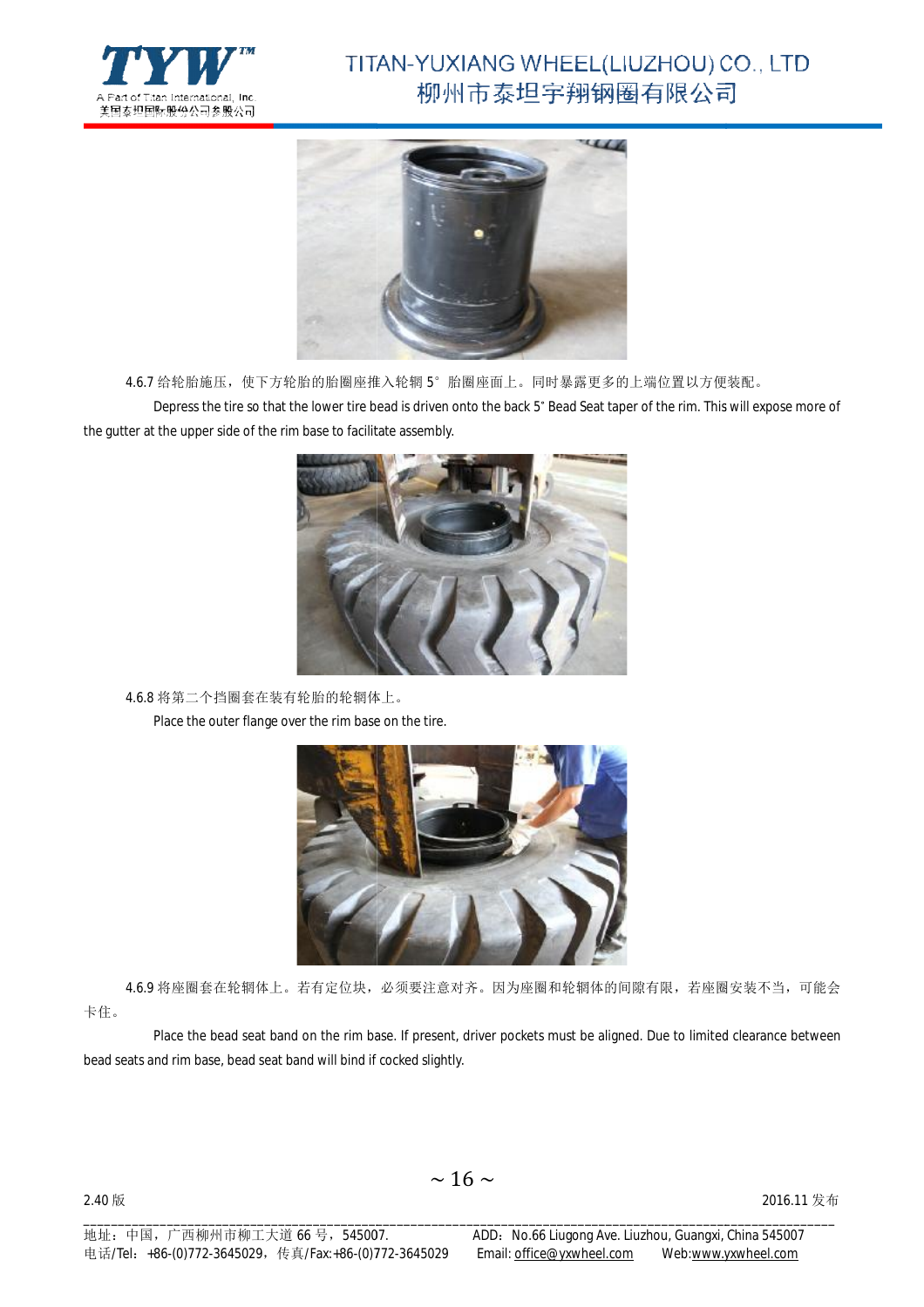4.6.7 给轮胎施压，使下方轮胎的胎圈座推入轮辋 5° 胎圈座面上。同时暴露更多的上端位置以方便装配。

Depress the tire so that the lower tire bead is driven onto the back 5° Bead Seat taper of the rim. This will expose more of the gutter at the upper side of the rim base to facilitate assembly.

4.6.8 将第二个挡圈套在装有轮胎的轮辋体上。

Place the outer flange over the rim base on the tire.

4.6.9 将座圈套在轮辋体上。若有定位块，必须要注意对齐。因为座圈和轮辋体的间隙有限，若座圈安装不当，可能会卡住。

Place the bead seat band on the rim base. If present, driver pockets must be aligned. Due to limited clearance between bead seats and rim base, bead seat band will bind if cocked slightly.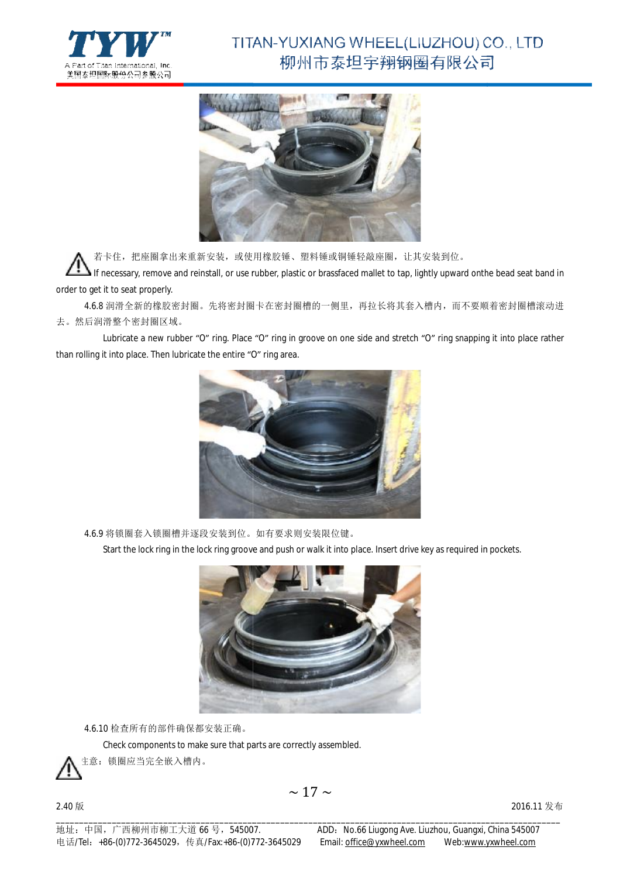⚠ 若卡住，把座圈拿出来重新安装，或使用橡胶锤、塑料锤或铜锤轻敲座圈，让其安装到位。

If necessary, remove and reinstall, or use rubber, plastic or brassfaced mallet to tap, lightly upward onthe bead seat band in order to get it to seat properly.

4.6.8 润滑全新的橡胶密封圈。先将密封圈卡在密封圈槽的一侧里，再拉长将其套入槽内，而不要顺着密封圈槽滚动进去。然后润滑整个密封圈区域。

Lubricate a new rubber “O” ring. Place “O” ring in groove on one side and stretch “O” ring snapping it into place rather than rolling it into place. Then lubricate the entire “O” ring area.

4.6.9 将锁圈套入锁圈槽并逐段安装到位。如有要求则安装限位键。

Start the lock ring in the lock ring groove and push or walk it into place. Insert drive key as required in pockets.

4.6.10 检查所有的部件确保都安装正确。

Check components to make sure that parts are correctly assembled.

⚠ 注意：锁圈应当完全嵌入槽内。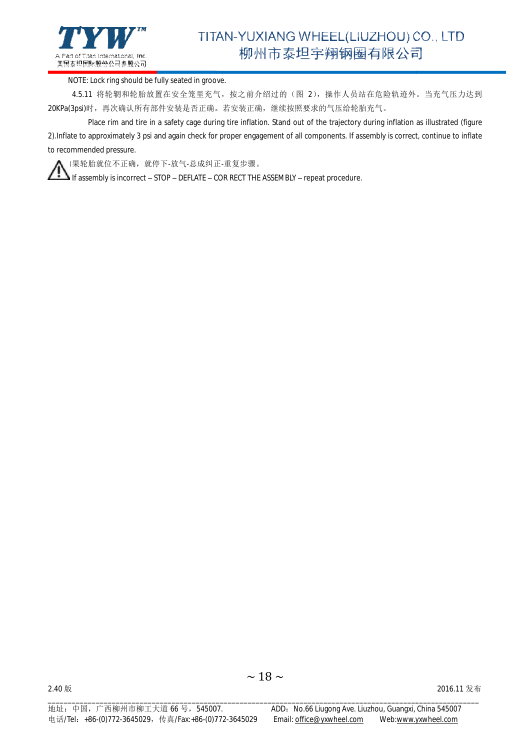NOTE: Lock ring should be fully seated in groove.

4.5.11 将轮辋和轮胎放置在安全笼里充气，按之前介绍过的（图 2），操作人员站在危险轨迹外。当充气压力达到20KPa(3psi)时，再次确认所有部件安装是否正确。若安装正确，继续按照要求的气压给轮胎充气。

Place rim and tire in a safety cage during tire inflation. Stand out of the trajectory during inflation as illustrated (figure 2).Inflate to approximately 3 psi and again check for proper engagement of all components. If assembly is correct, continue to inflate to recommended pressure.

⚠ 如果轮胎就位不正确，就停下-放气-总成纠正-重复步骤。

If assembly is incorrect – STOP – DEFLATE – COR RECT THE ASSEM BLY – repeat procedure.